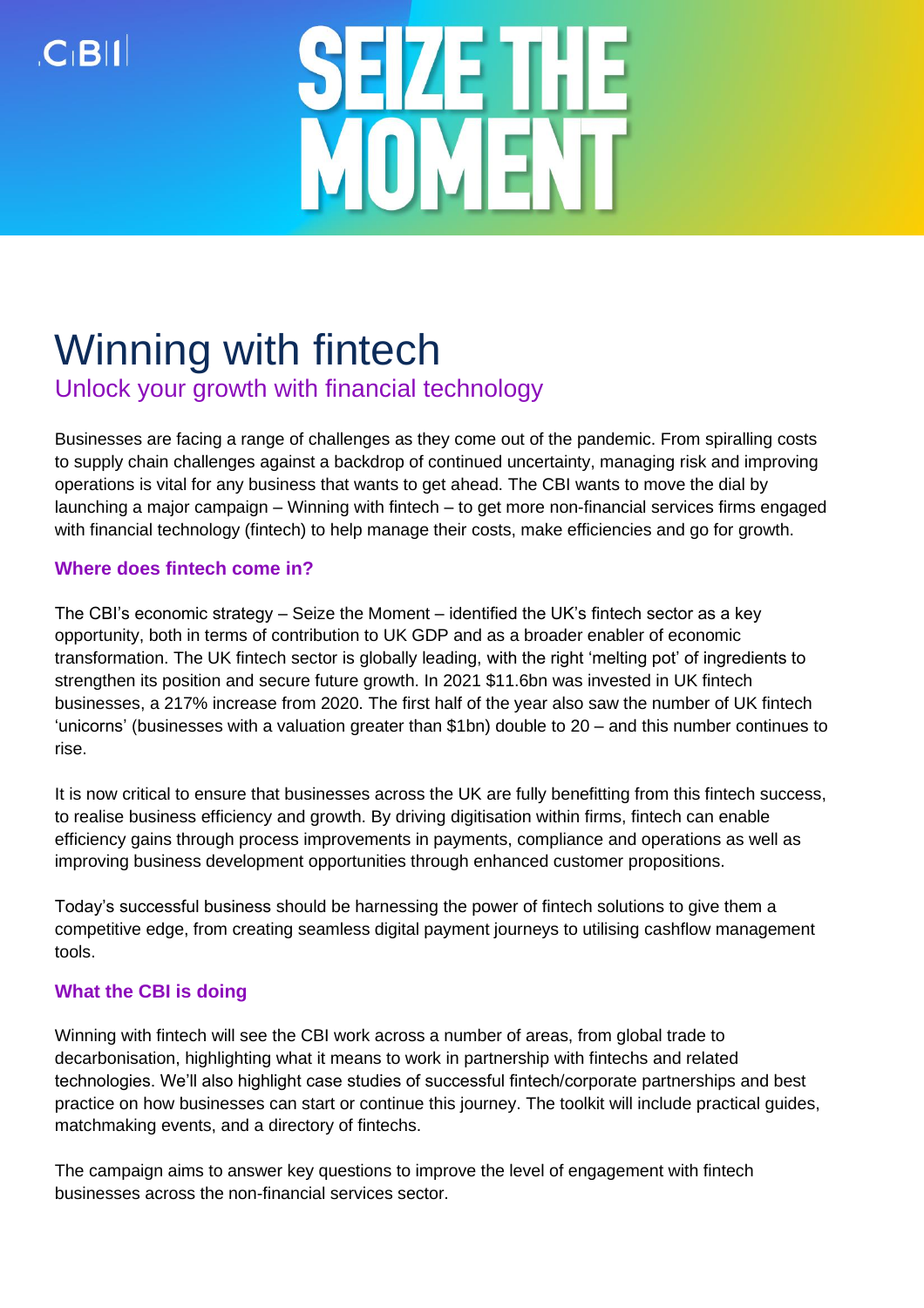CBI

# SEIZE THE MOMENT

# Winning with fintech

## Unlock your growth with financial technology

Businesses are facing a range of challenges as they come out of the pandemic. From spiralling costs to supply chain challenges against a backdrop of continued uncertainty, managing risk and improving operations is vital for any business that wants to get ahead. The CBI wants to move the dial by launching a major campaign – Winning with fintech – to get more non-financial services firms engaged with financial technology (fintech) to help manage their costs, make efficiencies and go for growth.

### Where does fintech come in?

The CBI's economic strategy – Seize the Moment – identified the UK's fintech sector as a key opportunity, both in terms of contribution to UK GDP and as a broader enabler of economic transformation. The UK fintech sector is globally leading, with the right 'melting pot' of ingredients to strengthen its position and secure future growth. In 2021 $11.6bn was invested in UK fintech businesses, a 217% increase from 2020. The first half of the year also saw the number of UK fintech 'unicorns' (businesses with a valuation greater than $1bn) double to 20 – and this number continues to rise.

It is now critical to ensure that businesses across the UK are fully benefitting from this fintech success, to realise business efficiency and growth. By driving digitisation within firms, fintech can enable efficiency gains through process improvements in payments, compliance and operations as well as improving business development opportunities through enhanced customer propositions.

Today's successful business should be harnessing the power of fintech solutions to give them a competitive edge, from creating seamless digital payment journeys to utilising cashflow management tools.

### What the CBI is doing

Winning with fintech will see the CBI work across a number of areas, from global trade to decarbonisation, highlighting what it means to work in partnership with fintechs and related technologies. We'll also highlight case studies of successful fintech/corporate partnerships and best practice on how businesses can start or continue this journey. The toolkit will include practical guides, matchmaking events, and a directory of fintechs.

The campaign aims to answer key questions to improve the level of engagement with fintech businesses across the non-financial services sector.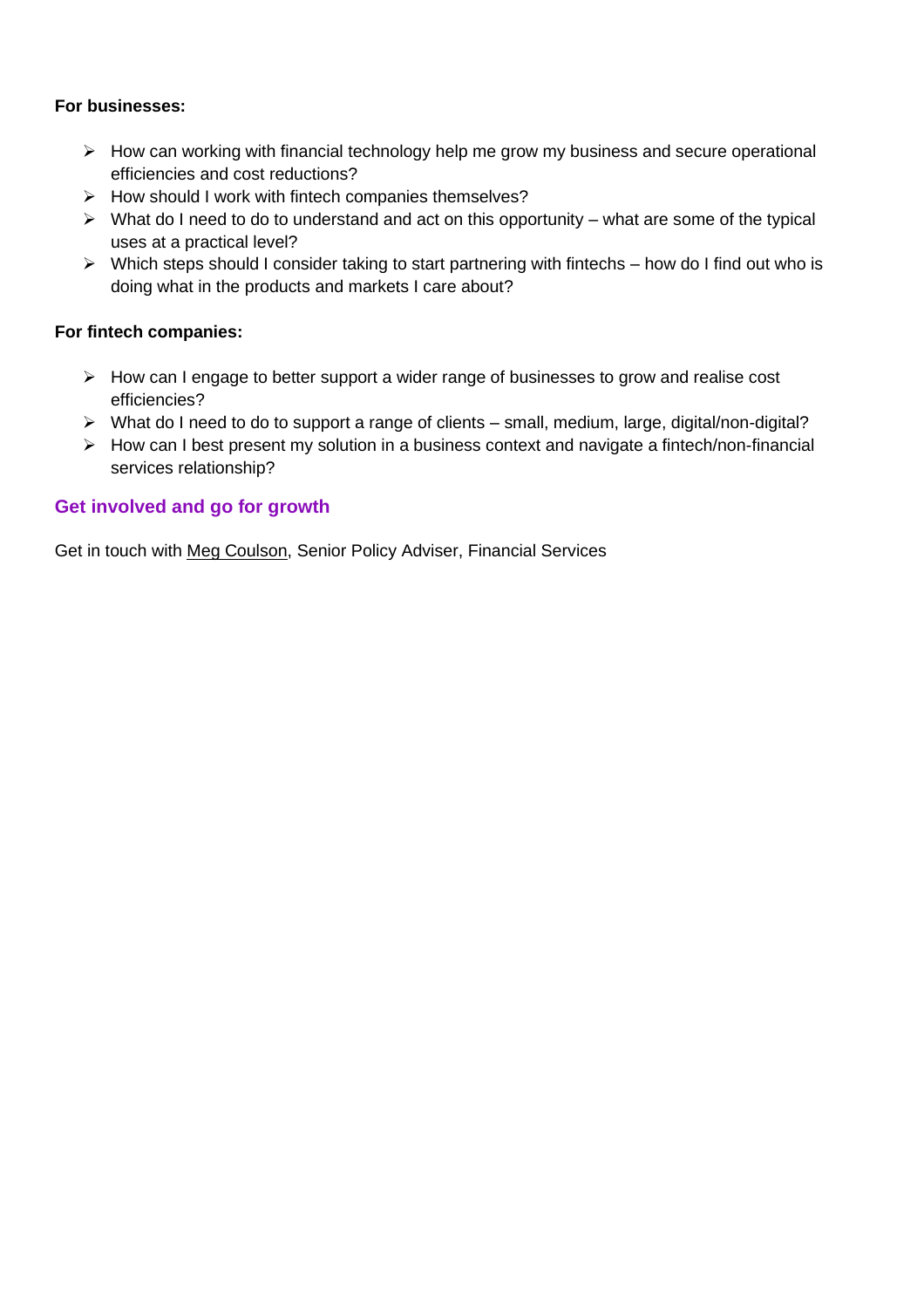**For businesses:**

- How can working with financial technology help me grow my business and secure operational efficiencies and cost reductions?
- How should I work with fintech companies themselves?
- What do I need to do to understand and act on this opportunity – what are some of the typical uses at a practical level?
- Which steps should I consider taking to start partnering with fintechs – how do I find out who is doing what in the products and markets I care about?

**For fintech companies:**

- How can I engage to better support a wider range of businesses to grow and realise cost efficiencies?
- What do I need to do to support a range of clients – small, medium, large, digital/non-digital?
- How can I best present my solution in a business context and navigate a fintech/non-financial services relationship?

## Get involved and go for growth

Get in touch with Meg Coulson, Senior Policy Adviser, Financial Services